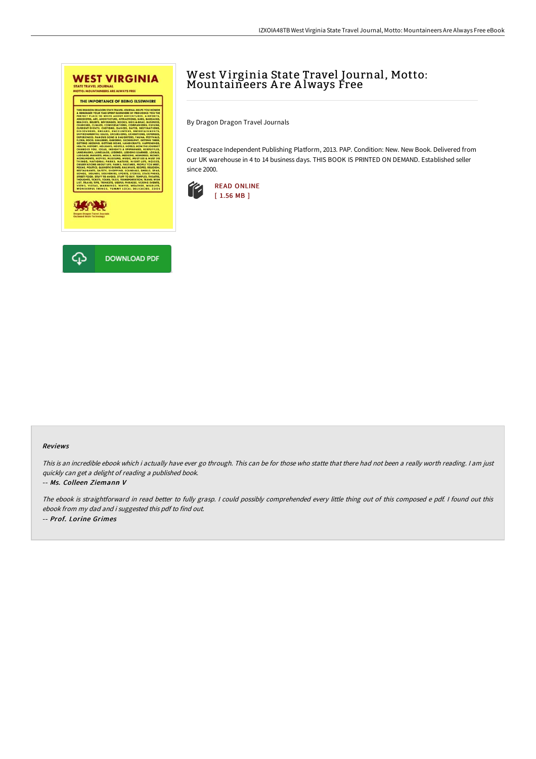# West Virginia State Travel Journal, Motto: Mountaineers Are Always Free

By Dragon Dragon Travel Journals

Createspace Independent Publishing Platform, 2013. PAP. Condition: New. New Book. Delivered from our UK warehouse in 4 to 14 business days. THIS BOOK IS PRINTED ON DEMAND. Established seller since 2000.

READ ONLINE
[ 1.56 MB ]

DOWNLOAD PDF

### Reviews

*This is an incredible ebook which i actually have ever go through. This can be for those who statte that there had not been a really worth reading. I am just quickly can get a delight of reading a published book.*

-- *Ms. Colleen Ziemann V*

*The ebook is straightforward in read better to fully grasp. I could possibly comprehended every little thing out of this composed e pdf. I found out this ebook from my dad and i suggested this pdf to find out.*

-- *Prof. Lorine Grimes*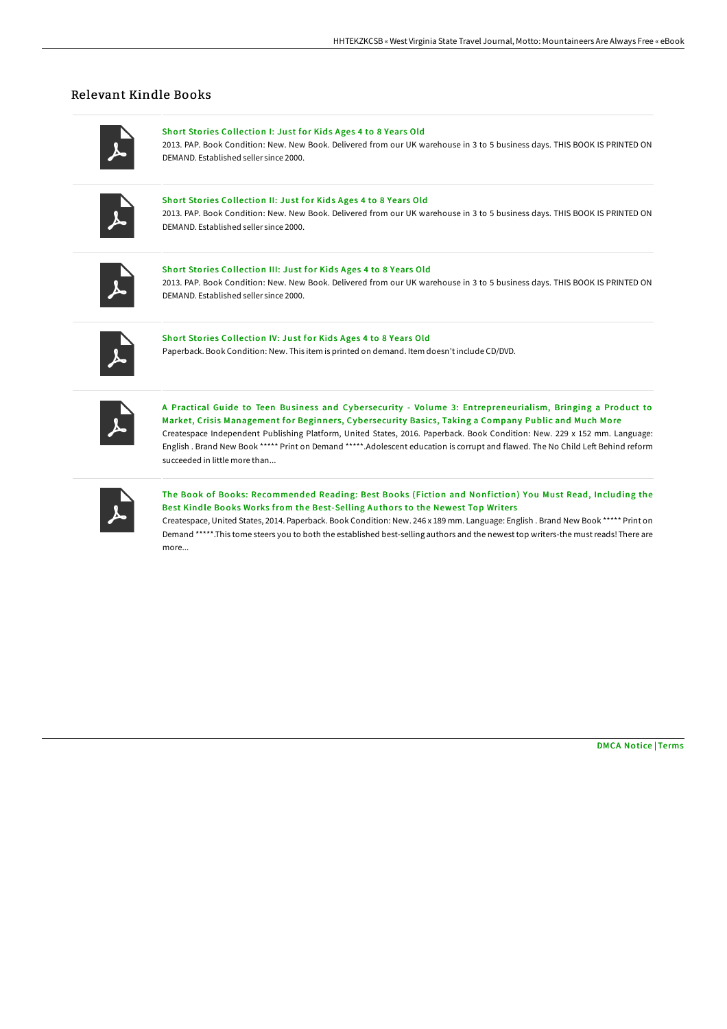## Relevant Kindle Books

**Short Stories Collection I: Just for Kids Ages 4 to 8 Years Old**
2013. PAP. Book Condition: New. New Book. Delivered from our UK warehouse in 3 to 5 business days. THIS BOOK IS PRINTED ON DEMAND. Established seller since 2000.

**Short Stories Collection II: Just for Kids Ages 4 to 8 Years Old**
2013. PAP. Book Condition: New. New Book. Delivered from our UK warehouse in 3 to 5 business days. THIS BOOK IS PRINTED ON DEMAND. Established seller since 2000.

**Short Stories Collection III: Just for Kids Ages 4 to 8 Years Old**
2013. PAP. Book Condition: New. New Book. Delivered from our UK warehouse in 3 to 5 business days. THIS BOOK IS PRINTED ON DEMAND. Established seller since 2000.

**Short Stories Collection IV: Just for Kids Ages 4 to 8 Years Old**
Paperback. Book Condition: New. This item is printed on demand. Item doesn't include CD/DVD.

**A Practical Guide to Teen Business and Cybersecurity - Volume 3: Entrepreneurialism, Bringing a Product to Market, Crisis Management for Beginners, Cybersecurity Basics, Taking a Company Public and Much More**
Createspace Independent Publishing Platform, United States, 2016. Paperback. Book Condition: New. 229 x 152 mm. Language: English . Brand New Book ***** Print on Demand *****.Adolescent education is corrupt and flawed. The No Child Left Behind reform succeeded in little more than...

**The Book of Books: Recommended Reading: Best Books (Fiction and Nonfiction) You Must Read, Including the Best Kindle Books Works from the Best-Selling Authors to the Newest Top Writers**
Createspace, United States, 2014. Paperback. Book Condition: New. 246 x 189 mm. Language: English . Brand New Book ***** Print on Demand *****.This tome steers you to both the established best-selling authors and the newest top writers-the must reads! There are more...

DMCA Notice | Terms